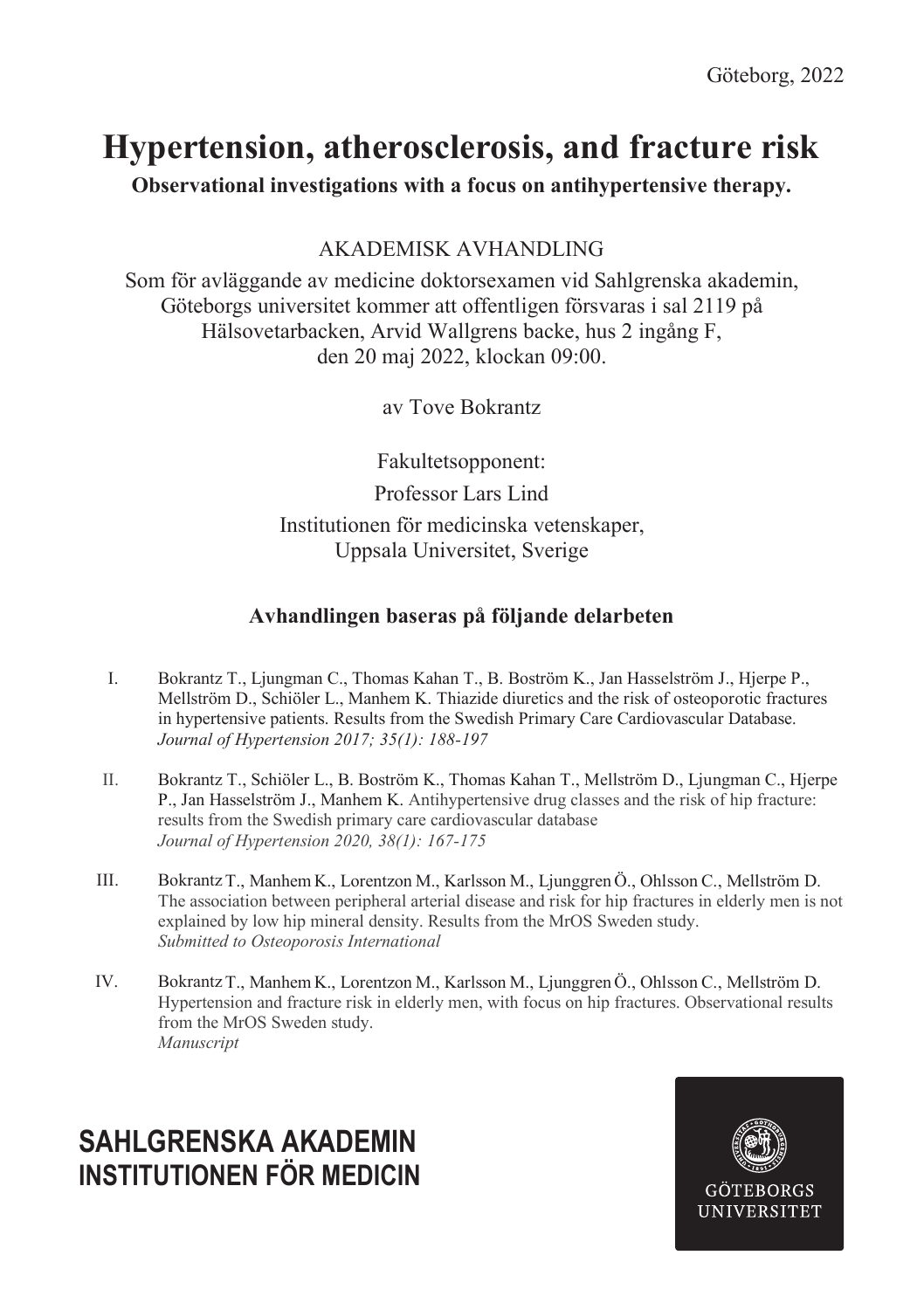Göteborg, 2022

# Hypertension, atherosclerosis, and fracture risk

**Observational investigations with a focus on antihypertensive therapy.**

AKADEMISK AVHANDLING

Som för avläggande av medicine doktorsexamen vid Sahlgrenska akademin, Göteborgs universitet kommer att offentligen försvaras i sal 2119 på Hälsovetarbacken, Arvid Wallgrens backe, hus 2 ingång F, den 20 maj 2022, klockan 09:00.

av Tove Bokrantz

Fakultetsopponent:

Professor Lars Lind

Institutionen för medicinska vetenskaper, Uppsala Universitet, Sverige

**Avhandlingen baseras på följande delarbeten**

I. Bokrantz T., Ljungman C., Thomas Kahan T., B. Boström K., Jan Hasselström J., Hjerpe P., Mellström D., Schiöler L., Manhem K. Thiazide diuretics and the risk of osteoporotic fractures in hypertensive patients. Results from the Swedish Primary Care Cardiovascular Database. *Journal of Hypertension 2017; 35(1): 188-197*

II. Bokrantz T., Schiöler L., B. Boström K., Thomas Kahan T., Mellström D., Ljungman C., Hjerpe P., Jan Hasselström J., Manhem K. Antihypertensive drug classes and the risk of hip fracture: results from the Swedish primary care cardiovascular database *Journal of Hypertension 2020, 38(1): 167-175*

III. Bokrantz T., Manhem K., Lorentzon M., Karlsson M., Ljunggren Ö., Ohlsson C., Mellström D. The association between peripheral arterial disease and risk for hip fractures in elderly men is not explained by low hip mineral density. Results from the MrOS Sweden study. *Submitted to Osteoporosis International*

IV. Bokrantz T., Manhem K., Lorentzon M., Karlsson M., Ljunggren Ö., Ohlsson C., Mellström D. Hypertension and fracture risk in elderly men, with focus on hip fractures. Observational results from the MrOS Sweden study. *Manuscript*

**SAHLGRENSKA AKADEMIN**
**INSTITUTIONEN FÖR MEDICIN**

GÖTEBORGS UNIVERSITET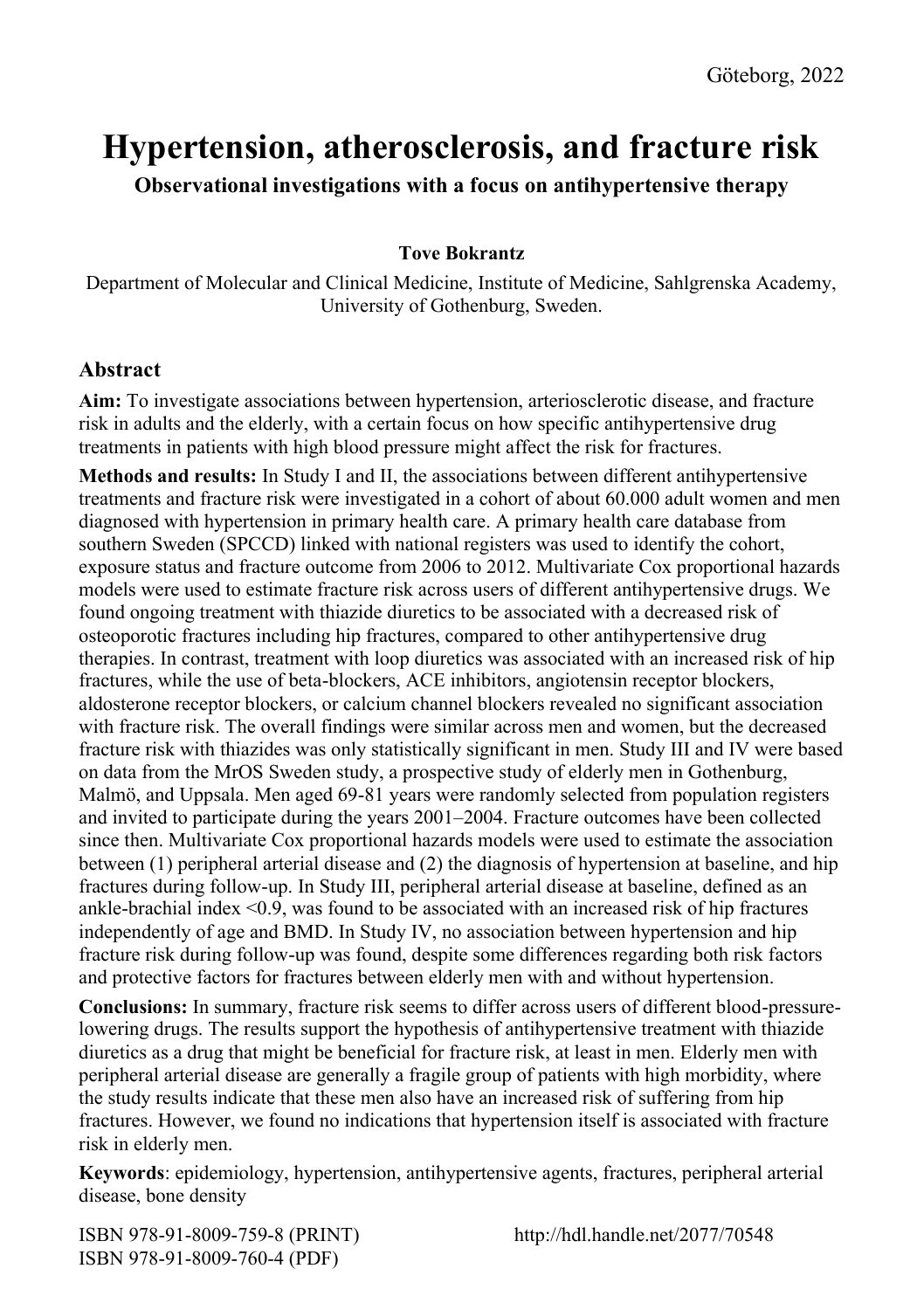Göteborg, 2022

# Hypertension, atherosclerosis, and fracture risk

**Observational investigations with a focus on antihypertensive therapy**

**Tove Bokrantz**

Department of Molecular and Clinical Medicine, Institute of Medicine, Sahlgrenska Academy, University of Gothenburg, Sweden.

## Abstract

**Aim:** To investigate associations between hypertension, arteriosclerotic disease, and fracture risk in adults and the elderly, with a certain focus on how specific antihypertensive drug treatments in patients with high blood pressure might affect the risk for fractures.

**Methods and results:** In Study I and II, the associations between different antihypertensive treatments and fracture risk were investigated in a cohort of about 60.000 adult women and men diagnosed with hypertension in primary health care. A primary health care database from southern Sweden (SPCCD) linked with national registers was used to identify the cohort, exposure status and fracture outcome from 2006 to 2012. Multivariate Cox proportional hazards models were used to estimate fracture risk across users of different antihypertensive drugs. We found ongoing treatment with thiazide diuretics to be associated with a decreased risk of osteoporotic fractures including hip fractures, compared to other antihypertensive drug therapies. In contrast, treatment with loop diuretics was associated with an increased risk of hip fractures, while the use of beta-blockers, ACE inhibitors, angiotensin receptor blockers, aldosterone receptor blockers, or calcium channel blockers revealed no significant association with fracture risk. The overall findings were similar across men and women, but the decreased fracture risk with thiazides was only statistically significant in men. Study III and IV were based on data from the MrOS Sweden study, a prospective study of elderly men in Gothenburg, Malmö, and Uppsala. Men aged 69-81 years were randomly selected from population registers and invited to participate during the years 2001–2004. Fracture outcomes have been collected since then. Multivariate Cox proportional hazards models were used to estimate the association between (1) peripheral arterial disease and (2) the diagnosis of hypertension at baseline, and hip fractures during follow-up. In Study III, peripheral arterial disease at baseline, defined as an ankle-brachial index <0.9, was found to be associated with an increased risk of hip fractures independently of age and BMD. In Study IV, no association between hypertension and hip fracture risk during follow-up was found, despite some differences regarding both risk factors and protective factors for fractures between elderly men with and without hypertension.

**Conclusions:** In summary, fracture risk seems to differ across users of different blood-pressure-lowering drugs. The results support the hypothesis of antihypertensive treatment with thiazide diuretics as a drug that might be beneficial for fracture risk, at least in men. Elderly men with peripheral arterial disease are generally a fragile group of patients with high morbidity, where the study results indicate that these men also have an increased risk of suffering from hip fractures. However, we found no indications that hypertension itself is associated with fracture risk in elderly men.

**Keywords**: epidemiology, hypertension, antihypertensive agents, fractures, peripheral arterial disease, bone density

ISBN 978-91-8009-759-8 (PRINT)
ISBN 978-91-8009-760-4 (PDF)

http://hdl.handle.net/2077/70548